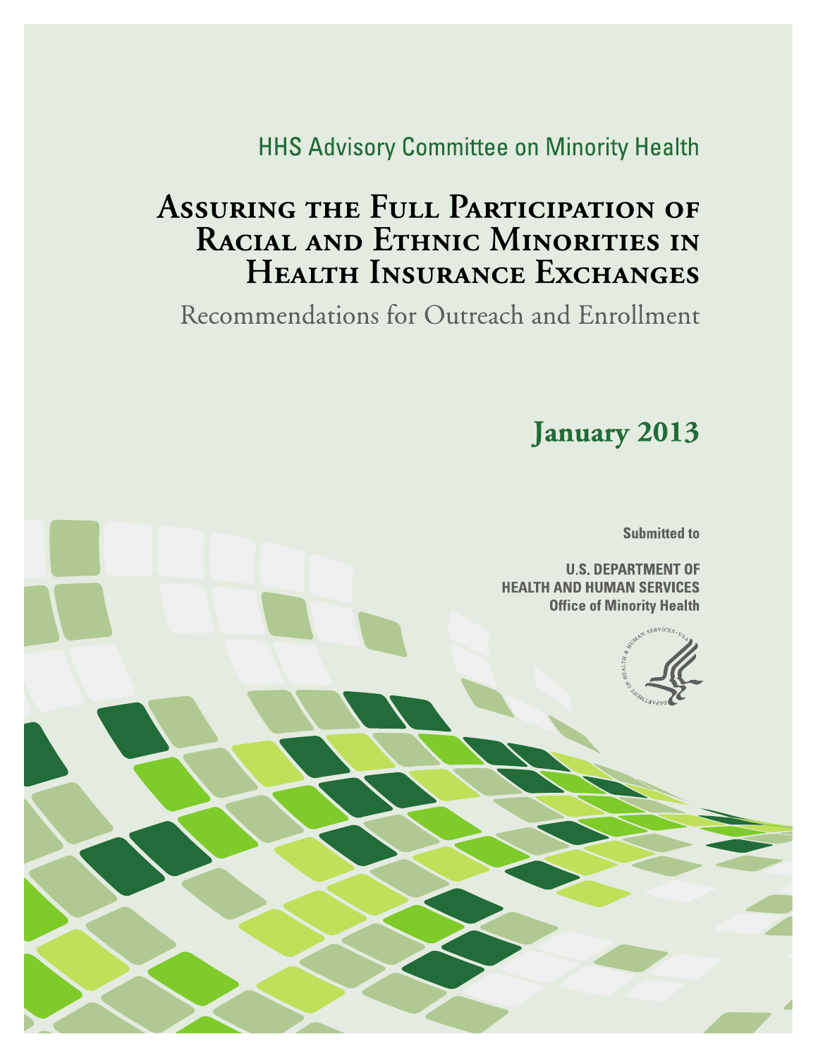HHS Advisory Committee on Minority Health

# Assuring the Full Participation of Racial and Ethnic Minorities in Health Insurance Exchanges

## Recommendations for Outreach and Enrollment

**January 2013**

**Submitted to**

**U.S. DEPARTMENT OF HEALTH AND HUMAN SERVICES**
**Office of Minority Health**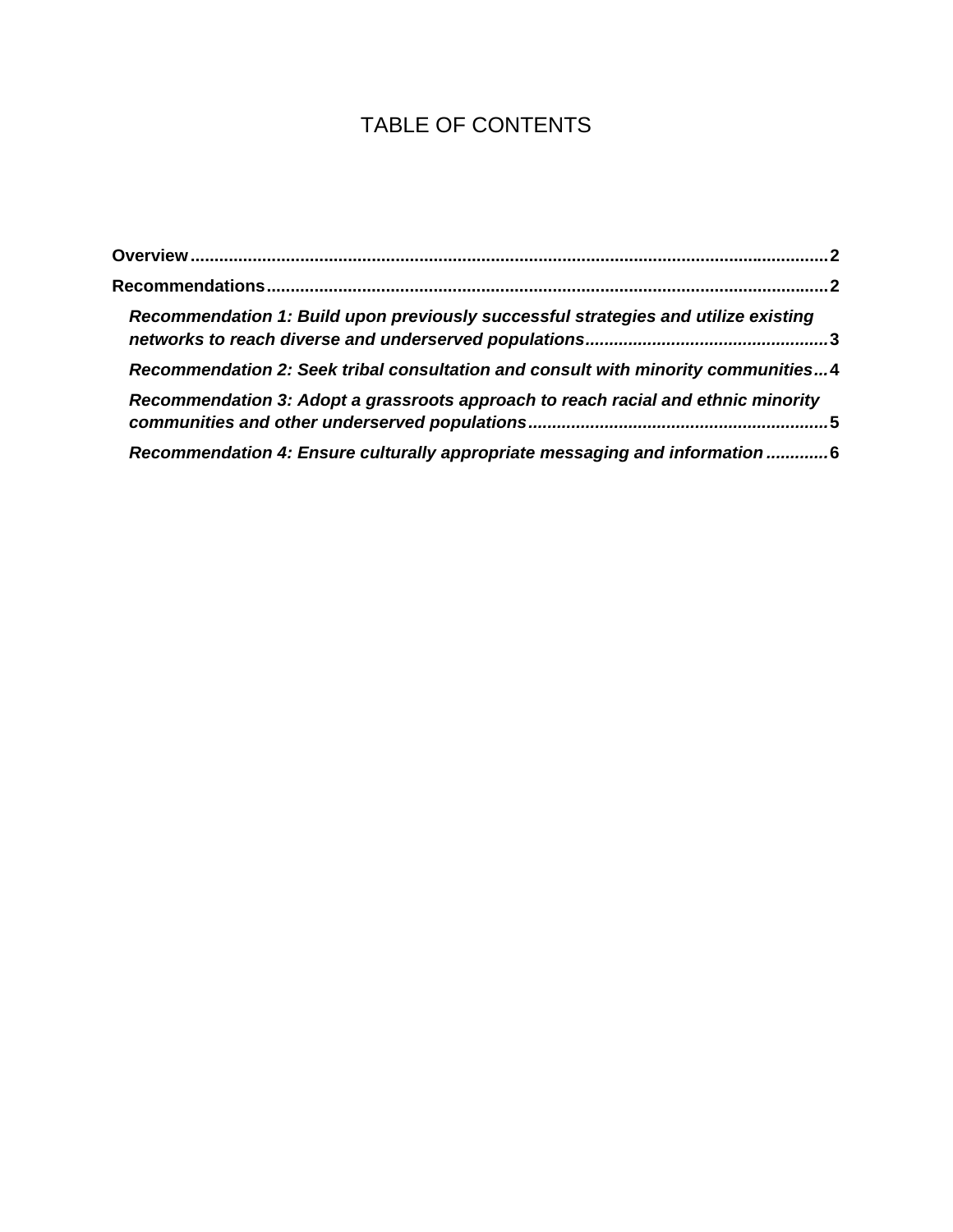# TABLE OF CONTENTS

**Overview** .......... 2

**Recommendations** .......... 2

- ***Recommendation 1: Build upon previously successful strategies and utilize existing networks to reach diverse and underserved populations*** .......... 3
- ***Recommendation 2: Seek tribal consultation and consult with minority communities*** .......... 4
- ***Recommendation 3: Adopt a grassroots approach to reach racial and ethnic minority communities and other underserved populations*** .......... 5
- ***Recommendation 4: Ensure culturally appropriate messaging and information*** .......... 6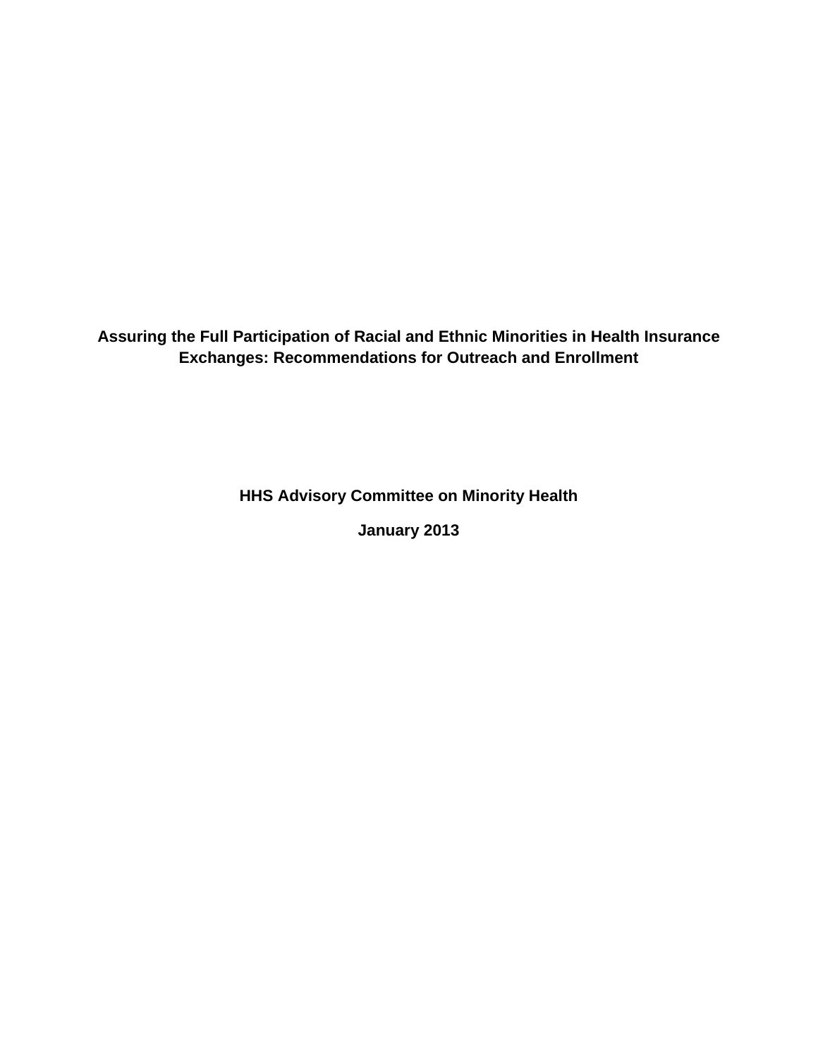# Assuring the Full Participation of Racial and Ethnic Minorities in Health Insurance Exchanges: Recommendations for Outreach and Enrollment

**HHS Advisory Committee on Minority Health**

**January 2013**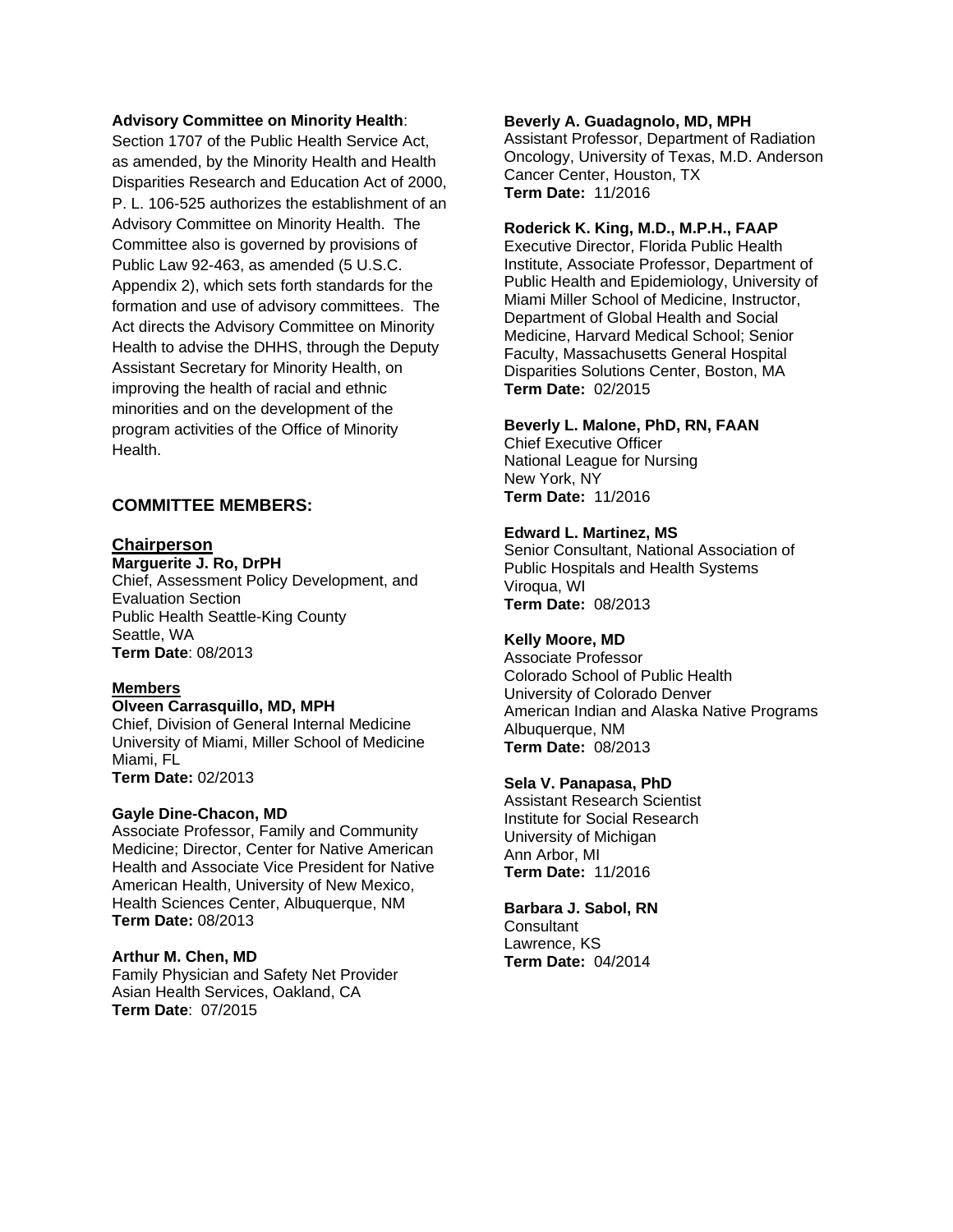**Advisory Committee on Minority Health**:
Section 1707 of the Public Health Service Act, as amended, by the Minority Health and Health Disparities Research and Education Act of 2000, P. L. 106-525 authorizes the establishment of an Advisory Committee on Minority Health. The Committee also is governed by provisions of Public Law 92-463, as amended (5 U.S.C. Appendix 2), which sets forth standards for the formation and use of advisory committees. The Act directs the Advisory Committee on Minority Health to advise the DHHS, through the Deputy Assistant Secretary for Minority Health, on improving the health of racial and ethnic minorities and on the development of the program activities of the Office of Minority Health.

## COMMITTEE MEMBERS:

### Chairperson

**Marguerite J. Ro, DrPH**
Chief, Assessment Policy Development, and Evaluation Section
Public Health Seattle-King County
Seattle, WA
**Term Date**: 08/2013

### Members

**Olveen Carrasquillo, MD, MPH**
Chief, Division of General Internal Medicine
University of Miami, Miller School of Medicine
Miami, FL
**Term Date:** 02/2013

**Gayle Dine-Chacon, MD**
Associate Professor, Family and Community Medicine; Director, Center for Native American Health and Associate Vice President for Native American Health, University of New Mexico, Health Sciences Center, Albuquerque, NM
**Term Date:** 08/2013

**Arthur M. Chen, MD**
Family Physician and Safety Net Provider
Asian Health Services, Oakland, CA
**Term Date**: 07/2015

**Beverly A. Guadagnolo, MD, MPH**
Assistant Professor, Department of Radiation Oncology, University of Texas, M.D. Anderson Cancer Center, Houston, TX
**Term Date:** 11/2016

**Roderick K. King, M.D., M.P.H., FAAP**
Executive Director, Florida Public Health Institute, Associate Professor, Department of Public Health and Epidemiology, University of Miami Miller School of Medicine, Instructor, Department of Global Health and Social Medicine, Harvard Medical School; Senior Faculty, Massachusetts General Hospital Disparities Solutions Center, Boston, MA
**Term Date:** 02/2015

**Beverly L. Malone, PhD, RN, FAAN**
Chief Executive Officer
National League for Nursing
New York, NY
**Term Date:** 11/2016

**Edward L. Martinez, MS**
Senior Consultant, National Association of Public Hospitals and Health Systems
Viroqua, WI
**Term Date:** 08/2013

**Kelly Moore, MD**
Associate Professor
Colorado School of Public Health
University of Colorado Denver
American Indian and Alaska Native Programs
Albuquerque, NM
**Term Date:** 08/2013

**Sela V. Panapasa, PhD**
Assistant Research Scientist
Institute for Social Research
University of Michigan
Ann Arbor, MI
**Term Date:** 11/2016

**Barbara J. Sabol, RN**
Consultant
Lawrence, KS
**Term Date:** 04/2014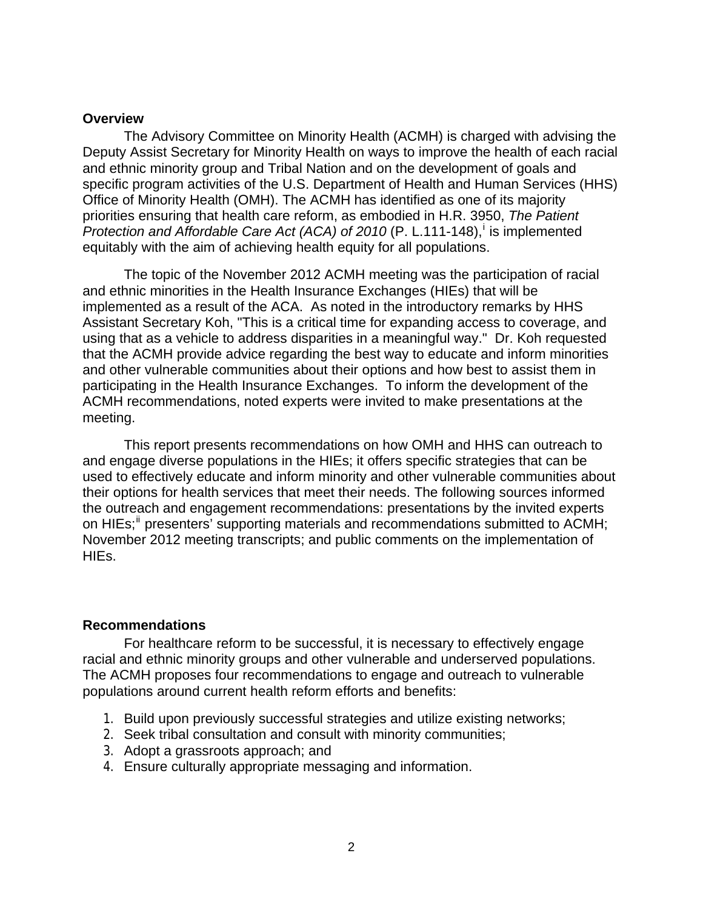## Overview

The Advisory Committee on Minority Health (ACMH) is charged with advising the Deputy Assist Secretary for Minority Health on ways to improve the health of each racial and ethnic minority group and Tribal Nation and on the development of goals and specific program activities of the U.S. Department of Health and Human Services (HHS) Office of Minority Health (OMH). The ACMH has identified as one of its majority priorities ensuring that health care reform, as embodied in H.R. 3950, *The Patient Protection and Affordable Care Act (ACA) of 2010* (P. L.111-148),[i] is implemented equitably with the aim of achieving health equity for all populations.

The topic of the November 2012 ACMH meeting was the participation of racial and ethnic minorities in the Health Insurance Exchanges (HIEs) that will be implemented as a result of the ACA. As noted in the introductory remarks by HHS Assistant Secretary Koh, "This is a critical time for expanding access to coverage, and using that as a vehicle to address disparities in a meaningful way." Dr. Koh requested that the ACMH provide advice regarding the best way to educate and inform minorities and other vulnerable communities about their options and how best to assist them in participating in the Health Insurance Exchanges. To inform the development of the ACMH recommendations, noted experts were invited to make presentations at the meeting.

This report presents recommendations on how OMH and HHS can outreach to and engage diverse populations in the HIEs; it offers specific strategies that can be used to effectively educate and inform minority and other vulnerable communities about their options for health services that meet their needs. The following sources informed the outreach and engagement recommendations: presentations by the invited experts on HIEs;[ii] presenters' supporting materials and recommendations submitted to ACMH; November 2012 meeting transcripts; and public comments on the implementation of HIEs.

## Recommendations

For healthcare reform to be successful, it is necessary to effectively engage racial and ethnic minority groups and other vulnerable and underserved populations. The ACMH proposes four recommendations to engage and outreach to vulnerable populations around current health reform efforts and benefits:

1. Build upon previously successful strategies and utilize existing networks;
2. Seek tribal consultation and consult with minority communities;
3. Adopt a grassroots approach; and
4. Ensure culturally appropriate messaging and information.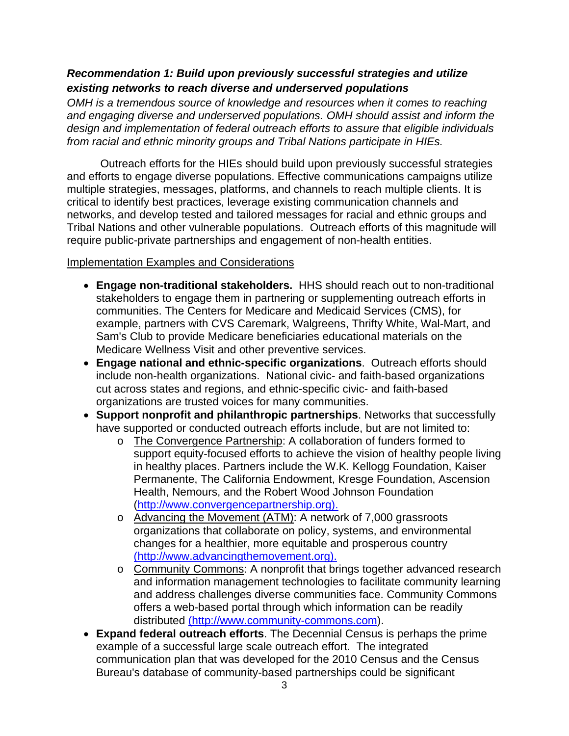### *Recommendation 1: Build upon previously successful strategies and utilize existing networks to reach diverse and underserved populations*

*OMH is a tremendous source of knowledge and resources when it comes to reaching and engaging diverse and underserved populations. OMH should assist and inform the design and implementation of federal outreach efforts to assure that eligible individuals from racial and ethnic minority groups and Tribal Nations participate in HIEs.*

Outreach efforts for the HIEs should build upon previously successful strategies and efforts to engage diverse populations. Effective communications campaigns utilize multiple strategies, messages, platforms, and channels to reach multiple clients. It is critical to identify best practices, leverage existing communication channels and networks, and develop tested and tailored messages for racial and ethnic groups and Tribal Nations and other vulnerable populations. Outreach efforts of this magnitude will require public-private partnerships and engagement of non-health entities.

<u>Implementation Examples and Considerations</u>

- **Engage non-traditional stakeholders.** HHS should reach out to non-traditional stakeholders to engage them in partnering or supplementing outreach efforts in communities. The Centers for Medicare and Medicaid Services (CMS), for example, partners with CVS Caremark, Walgreens, Thrifty White, Wal-Mart, and Sam's Club to provide Medicare beneficiaries educational materials on the Medicare Wellness Visit and other preventive services.
- **Engage national and ethnic-specific organizations**. Outreach efforts should include non-health organizations. National civic- and faith-based organizations cut across states and regions, and ethnic-specific civic- and faith-based organizations are trusted voices for many communities.
- **Support nonprofit and philanthropic partnerships**. Networks that successfully have supported or conducted outreach efforts include, but are not limited to:
  - <u>The Convergence Partnership</u>: A collaboration of funders formed to support equity-focused efforts to achieve the vision of healthy people living in healthy places. Partners include the W.K. Kellogg Foundation, Kaiser Permanente, The California Endowment, Kresge Foundation, Ascension Health, Nemours, and the Robert Wood Johnson Foundation (http://www.convergencepartnership.org).
  - <u>Advancing the Movement (ATM)</u>: A network of 7,000 grassroots organizations that collaborate on policy, systems, and environmental changes for a healthier, more equitable and prosperous country (http://www.advancingthemovement.org).
  - <u>Community Commons</u>: A nonprofit that brings together advanced research and information management technologies to facilitate community learning and address challenges diverse communities face. Community Commons offers a web-based portal through which information can be readily distributed (http://www.community-commons.com).
- **Expand federal outreach efforts**. The Decennial Census is perhaps the prime example of a successful large scale outreach effort. The integrated communication plan that was developed for the 2010 Census and the Census Bureau's database of community-based partnerships could be significant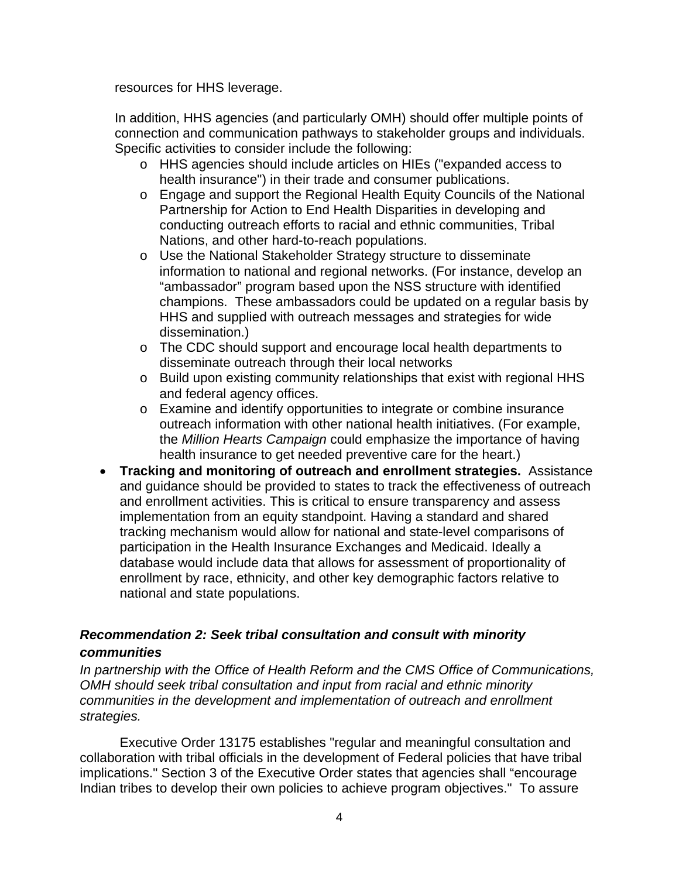resources for HHS leverage.

In addition, HHS agencies (and particularly OMH) should offer multiple points of connection and communication pathways to stakeholder groups and individuals. Specific activities to consider include the following:

- HHS agencies should include articles on HIEs ("expanded access to health insurance") in their trade and consumer publications.
- Engage and support the Regional Health Equity Councils of the National Partnership for Action to End Health Disparities in developing and conducting outreach efforts to racial and ethnic communities, Tribal Nations, and other hard-to-reach populations.
- Use the National Stakeholder Strategy structure to disseminate information to national and regional networks. (For instance, develop an "ambassador" program based upon the NSS structure with identified champions. These ambassadors could be updated on a regular basis by HHS and supplied with outreach messages and strategies for wide dissemination.)
- The CDC should support and encourage local health departments to disseminate outreach through their local networks
- Build upon existing community relationships that exist with regional HHS and federal agency offices.
- Examine and identify opportunities to integrate or combine insurance outreach information with other national health initiatives. (For example, the *Million Hearts Campaign* could emphasize the importance of having health insurance to get needed preventive care for the heart.)

- **Tracking and monitoring of outreach and enrollment strategies.** Assistance and guidance should be provided to states to track the effectiveness of outreach and enrollment activities. This is critical to ensure transparency and assess implementation from an equity standpoint. Having a standard and shared tracking mechanism would allow for national and state-level comparisons of participation in the Health Insurance Exchanges and Medicaid. Ideally a database would include data that allows for assessment of proportionality of enrollment by race, ethnicity, and other key demographic factors relative to national and state populations.

### *Recommendation 2: Seek tribal consultation and consult with minority communities*

*In partnership with the Office of Health Reform and the CMS Office of Communications, OMH should seek tribal consultation and input from racial and ethnic minority communities in the development and implementation of outreach and enrollment strategies.*

Executive Order 13175 establishes "regular and meaningful consultation and collaboration with tribal officials in the development of Federal policies that have tribal implications." Section 3 of the Executive Order states that agencies shall "encourage Indian tribes to develop their own policies to achieve program objectives." To assure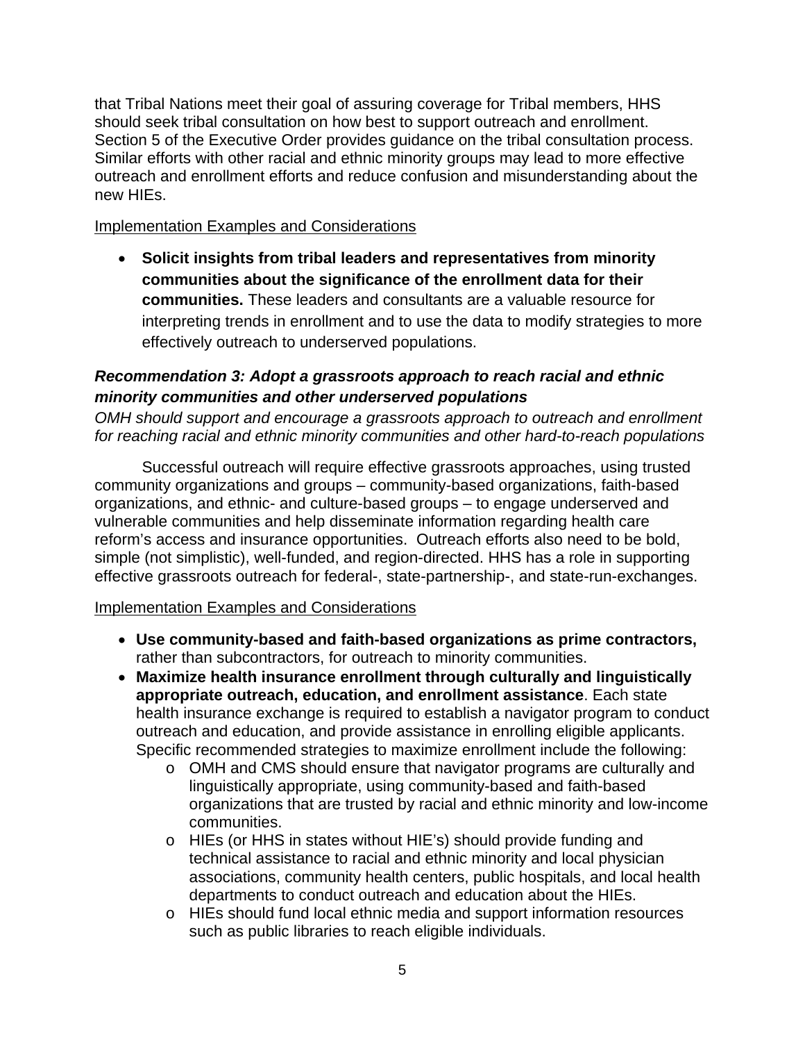that Tribal Nations meet their goal of assuring coverage for Tribal members, HHS should seek tribal consultation on how best to support outreach and enrollment. Section 5 of the Executive Order provides guidance on the tribal consultation process. Similar efforts with other racial and ethnic minority groups may lead to more effective outreach and enrollment efforts and reduce confusion and misunderstanding about the new HIEs.

Implementation Examples and Considerations

- **Solicit insights from tribal leaders and representatives from minority communities about the significance of the enrollment data for their communities.** These leaders and consultants are a valuable resource for interpreting trends in enrollment and to use the data to modify strategies to more effectively outreach to underserved populations.

### *Recommendation 3: Adopt a grassroots approach to reach racial and ethnic minority communities and other underserved populations*

*OMH should support and encourage a grassroots approach to outreach and enrollment for reaching racial and ethnic minority communities and other hard-to-reach populations*

Successful outreach will require effective grassroots approaches, using trusted community organizations and groups – community-based organizations, faith-based organizations, and ethnic- and culture-based groups – to engage underserved and vulnerable communities and help disseminate information regarding health care reform's access and insurance opportunities. Outreach efforts also need to be bold, simple (not simplistic), well-funded, and region-directed. HHS has a role in supporting effective grassroots outreach for federal-, state-partnership-, and state-run-exchanges.

Implementation Examples and Considerations

- **Use community-based and faith-based organizations as prime contractors,** rather than subcontractors, for outreach to minority communities.
- **Maximize health insurance enrollment through culturally and linguistically appropriate outreach, education, and enrollment assistance**. Each state health insurance exchange is required to establish a navigator program to conduct outreach and education, and provide assistance in enrolling eligible applicants. Specific recommended strategies to maximize enrollment include the following:
  - OMH and CMS should ensure that navigator programs are culturally and linguistically appropriate, using community-based and faith-based organizations that are trusted by racial and ethnic minority and low-income communities.
  - HIEs (or HHS in states without HIE's) should provide funding and technical assistance to racial and ethnic minority and local physician associations, community health centers, public hospitals, and local health departments to conduct outreach and education about the HIEs.
  - HIEs should fund local ethnic media and support information resources such as public libraries to reach eligible individuals.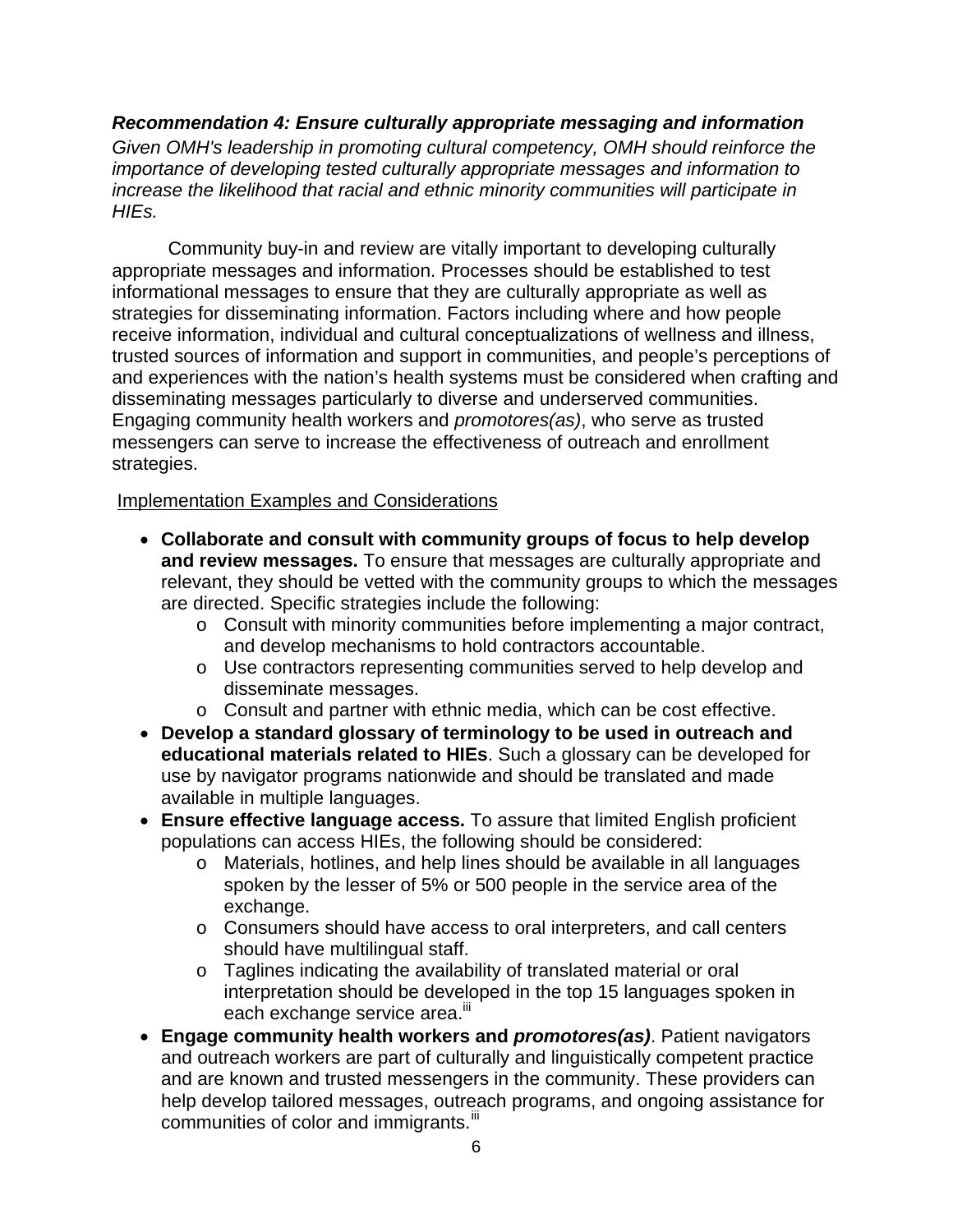***Recommendation 4: Ensure culturally appropriate messaging and information***

*Given OMH's leadership in promoting cultural competency, OMH should reinforce the importance of developing tested culturally appropriate messages and information to increase the likelihood that racial and ethnic minority communities will participate in HIEs.*

Community buy-in and review are vitally important to developing culturally appropriate messages and information. Processes should be established to test informational messages to ensure that they are culturally appropriate as well as strategies for disseminating information. Factors including where and how people receive information, individual and cultural conceptualizations of wellness and illness, trusted sources of information and support in communities, and people's perceptions of and experiences with the nation's health systems must be considered when crafting and disseminating messages particularly to diverse and underserved communities. Engaging community health workers and *promotores(as)*, who serve as trusted messengers can serve to increase the effectiveness of outreach and enrollment strategies.

Implementation Examples and Considerations

- **Collaborate and consult with community groups of focus to help develop and review messages.** To ensure that messages are culturally appropriate and relevant, they should be vetted with the community groups to which the messages are directed. Specific strategies include the following:
  - Consult with minority communities before implementing a major contract, and develop mechanisms to hold contractors accountable.
  - Use contractors representing communities served to help develop and disseminate messages.
  - Consult and partner with ethnic media, which can be cost effective.
- **Develop a standard glossary of terminology to be used in outreach and educational materials related to HIEs**. Such a glossary can be developed for use by navigator programs nationwide and should be translated and made available in multiple languages.
- **Ensure effective language access.** To assure that limited English proficient populations can access HIEs, the following should be considered:
  - Materials, hotlines, and help lines should be available in all languages spoken by the lesser of 5% or 500 people in the service area of the exchange.
  - Consumers should have access to oral interpreters, and call centers should have multilingual staff.
  - Taglines indicating the availability of translated material or oral interpretation should be developed in the top 15 languages spoken in each exchange service area.[iii]
- **Engage community health workers and *promotores(as)***. Patient navigators and outreach workers are part of culturally and linguistically competent practice and are known and trusted messengers in the community. These providers can help develop tailored messages, outreach programs, and ongoing assistance for communities of color and immigrants.[iii]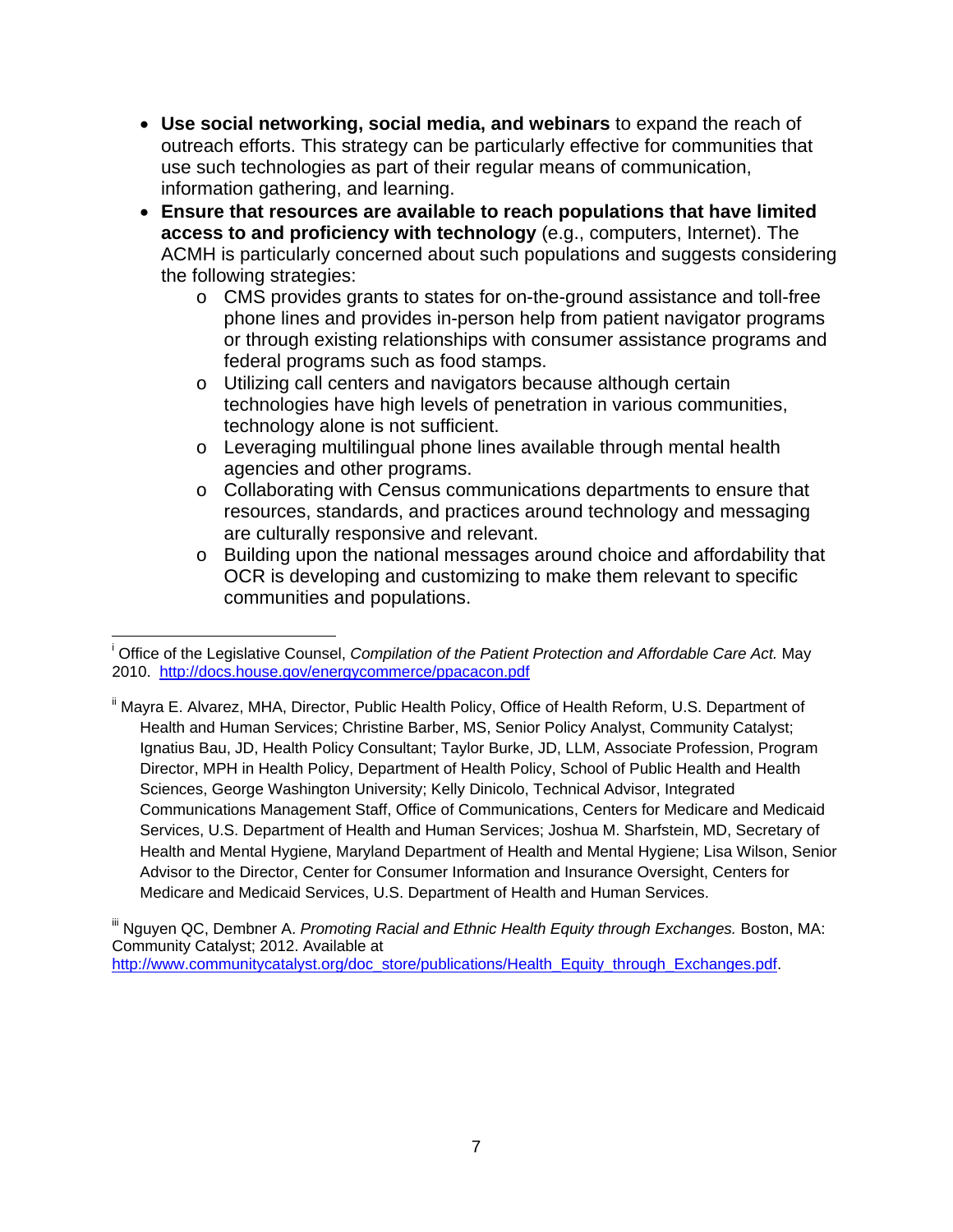- **Use social networking, social media, and webinars** to expand the reach of outreach efforts. This strategy can be particularly effective for communities that use such technologies as part of their regular means of communication, information gathering, and learning.
- **Ensure that resources are available to reach populations that have limited access to and proficiency with technology** (e.g., computers, Internet). The ACMH is particularly concerned about such populations and suggests considering the following strategies:
  - CMS provides grants to states for on-the-ground assistance and toll-free phone lines and provides in-person help from patient navigator programs or through existing relationships with consumer assistance programs and federal programs such as food stamps.
  - Utilizing call centers and navigators because although certain technologies have high levels of penetration in various communities, technology alone is not sufficient.
  - Leveraging multilingual phone lines available through mental health agencies and other programs.
  - Collaborating with Census communications departments to ensure that resources, standards, and practices around technology and messaging are culturally responsive and relevant.
  - Building upon the national messages around choice and affordability that OCR is developing and customizing to make them relevant to specific communities and populations.

---

[i] Office of the Legislative Counsel, *Compilation of the Patient Protection and Affordable Care Act.* May 2010. http://docs.house.gov/energycommerce/ppacacon.pdf

[ii] Mayra E. Alvarez, MHA, Director, Public Health Policy, Office of Health Reform, U.S. Department of Health and Human Services; Christine Barber, MS, Senior Policy Analyst, Community Catalyst; Ignatius Bau, JD, Health Policy Consultant; Taylor Burke, JD, LLM, Associate Profession, Program Director, MPH in Health Policy, Department of Health Policy, School of Public Health and Health Sciences, George Washington University; Kelly Dinicolo, Technical Advisor, Integrated Communications Management Staff, Office of Communications, Centers for Medicare and Medicaid Services, U.S. Department of Health and Human Services; Joshua M. Sharfstein, MD, Secretary of Health and Mental Hygiene, Maryland Department of Health and Mental Hygiene; Lisa Wilson, Senior Advisor to the Director, Center for Consumer Information and Insurance Oversight, Centers for Medicare and Medicaid Services, U.S. Department of Health and Human Services.

[iii] Nguyen QC, Dembner A. *Promoting Racial and Ethnic Health Equity through Exchanges.* Boston, MA: Community Catalyst; 2012. Available at http://www.communitycatalyst.org/doc_store/publications/Health_Equity_through_Exchanges.pdf.